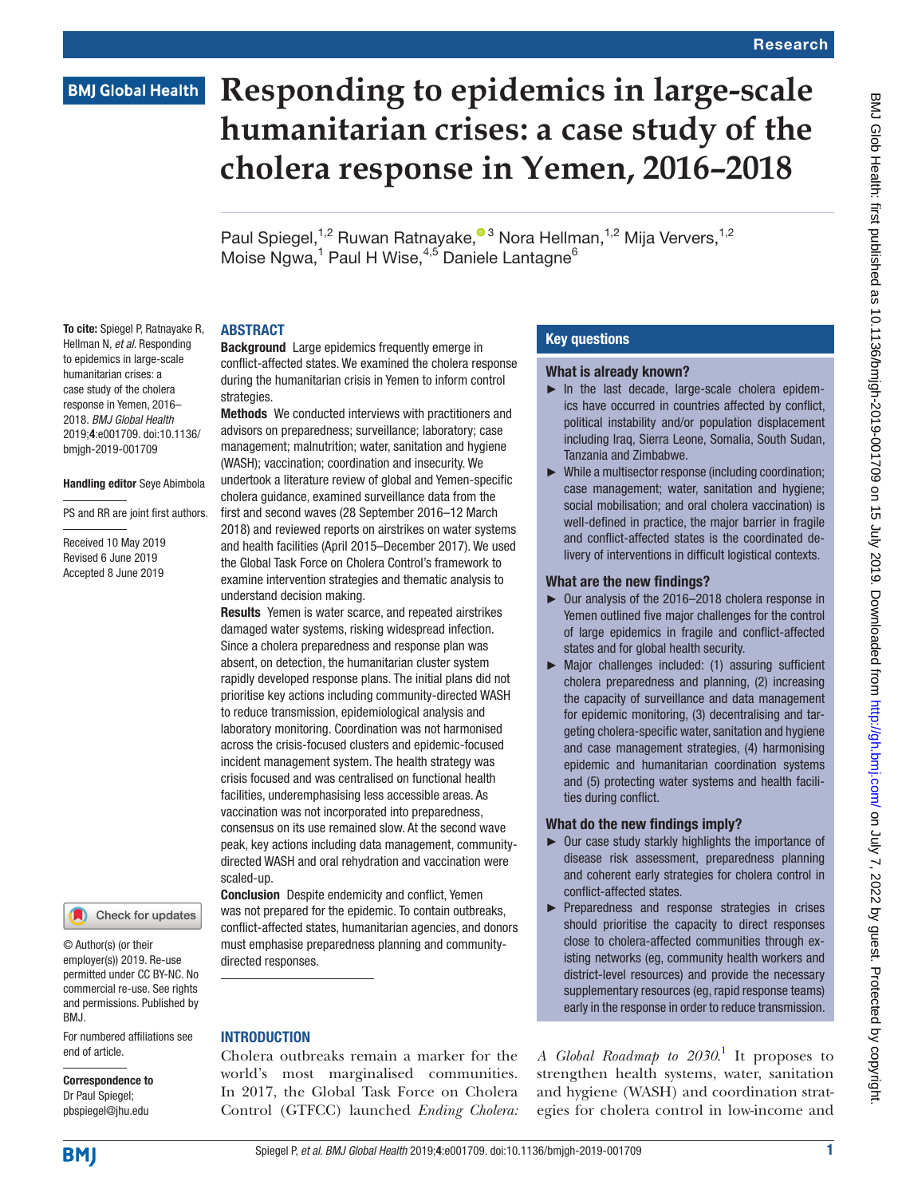# Responding to epidemics in large-scale humanitarian crises: a case study of the cholera response in Yemen, 2016–2018

Paul Spiegel,[1,2] Ruwan Ratnayake,[3] Nora Hellman,[1,2] Mija Ververs,[1,2] Moise Ngwa,[1] Paul H Wise,[4,5] Daniele Lantagne[6]

**To cite:** Spiegel P, Ratnayake R, Hellman N, *et al*. Responding to epidemics in large-scale humanitarian crises: a case study of the cholera response in Yemen, 2016–2018. *BMJ Global Health* 2019;**4**:e001709. doi:10.1136/bmjgh-2019-001709

**Handling editor** Seye Abimbola

PS and RR are joint first authors.

Received 10 May 2019
Revised 6 June 2019
Accepted 8 June 2019

© Author(s) (or their employer(s)) 2019. Re-use permitted under CC BY-NC. No commercial re-use. See rights and permissions. Published by BMJ.

For numbered affiliations see end of article.

**Correspondence to**
Dr Paul Spiegel;
pbspiegel@jhu.edu

## ABSTRACT

**Background** Large epidemics frequently emerge in conflict-affected states. We examined the cholera response during the humanitarian crisis in Yemen to inform control strategies.

**Methods** We conducted interviews with practitioners and advisors on preparedness; surveillance; laboratory; case management; malnutrition; water, sanitation and hygiene (WASH); vaccination; coordination and insecurity. We undertook a literature review of global and Yemen-specific cholera guidance, examined surveillance data from the first and second waves (28 September 2016–12 March 2018) and reviewed reports on airstrikes on water systems and health facilities (April 2015–December 2017). We used the Global Task Force on Cholera Control's framework to examine intervention strategies and thematic analysis to understand decision making.

**Results** Yemen is water scarce, and repeated airstrikes damaged water systems, risking widespread infection. Since a cholera preparedness and response plan was absent, on detection, the humanitarian cluster system rapidly developed response plans. The initial plans did not prioritise key actions including community-directed WASH to reduce transmission, epidemiological analysis and laboratory monitoring. Coordination was not harmonised across the crisis-focused clusters and epidemic-focused incident management system. The health strategy was crisis focused and was centralised on functional health facilities, underemphasising less accessible areas. As vaccination was not incorporated into preparedness, consensus on its use remained slow. At the second wave peak, key actions including data management, community-directed WASH and oral rehydration and vaccination were scaled-up.

**Conclusion** Despite endemicity and conflict, Yemen was not prepared for the epidemic. To contain outbreaks, conflict-affected states, humanitarian agencies, and donors must emphasise preparedness planning and community-directed responses.

## Key questions

### What is already known?

- In the last decade, large-scale cholera epidemics have occurred in countries affected by conflict, political instability and/or population displacement including Iraq, Sierra Leone, Somalia, South Sudan, Tanzania and Zimbabwe.
- While a multisector response (including coordination; case management; water, sanitation and hygiene; social mobilisation; and oral cholera vaccination) is well-defined in practice, the major barrier in fragile and conflict-affected states is the coordinated delivery of interventions in difficult logistical contexts.

### What are the new findings?

- Our analysis of the 2016–2018 cholera response in Yemen outlined five major challenges for the control of large epidemics in fragile and conflict-affected states and for global health security.
- Major challenges included: (1) assuring sufficient cholera preparedness and planning, (2) increasing the capacity of surveillance and data management for epidemic monitoring, (3) decentralising and targeting cholera-specific water, sanitation and hygiene and case management strategies, (4) harmonising epidemic and humanitarian coordination systems and (5) protecting water systems and health facilities during conflict.

### What do the new findings imply?

- Our case study starkly highlights the importance of disease risk assessment, preparedness planning and coherent early strategies for cholera control in conflict-affected states.
- Preparedness and response strategies in crises should prioritise the capacity to direct responses close to cholera-affected communities through existing networks (eg, community health workers and district-level resources) and provide the necessary supplementary resources (eg, rapid response teams) early in the response in order to reduce transmission.

## INTRODUCTION

Cholera outbreaks remain a marker for the world's most marginalised communities. In 2017, the Global Task Force on Cholera Control (GTFCC) launched *Ending Cholera: A Global Roadmap to 2030*.[1] It proposes to strengthen health systems, water, sanitation and hygiene (WASH) and coordination strategies for cholera control in low-income and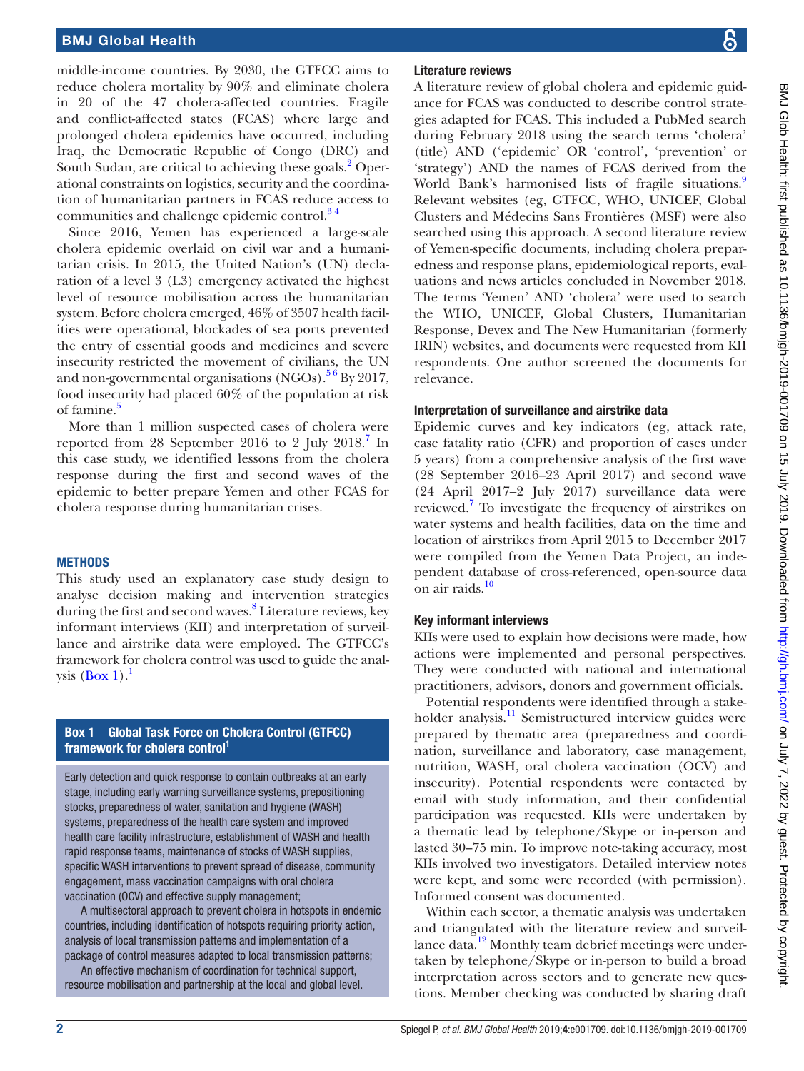middle-income countries. By 2030, the GTFCC aims to reduce cholera mortality by 90% and eliminate cholera in 20 of the 47 cholera-affected countries. Fragile and conflict-affected states (FCAS) where large and prolonged cholera epidemics have occurred, including Iraq, the Democratic Republic of Congo (DRC) and South Sudan, are critical to achieving these goals.[2] Operational constraints on logistics, security and the coordination of humanitarian partners in FCAS reduce access to communities and challenge epidemic control.[3 4]

Since 2016, Yemen has experienced a large-scale cholera epidemic overlaid on civil war and a humanitarian crisis. In 2015, the United Nation's (UN) declaration of a level 3 (L3) emergency activated the highest level of resource mobilisation across the humanitarian system. Before cholera emerged, 46% of 3507 health facilities were operational, blockades of sea ports prevented the entry of essential goods and medicines and severe insecurity restricted the movement of civilians, the UN and non-governmental organisations (NGOs).[5 6] By 2017, food insecurity had placed 60% of the population at risk of famine.[5]

More than 1 million suspected cases of cholera were reported from 28 September 2016 to 2 July 2018.[7] In this case study, we identified lessons from the cholera response during the first and second waves of the epidemic to better prepare Yemen and other FCAS for cholera response during humanitarian crises.

## METHODS

This study used an explanatory case study design to analyse decision making and intervention strategies during the first and second waves.[8] Literature reviews, key informant interviews (KII) and interpretation of surveillance and airstrike data were employed. The GTFCC's framework for cholera control was used to guide the analysis (Box 1).[1]

> **Box 1 Global Task Force on Cholera Control (GTFCC) framework for cholera control[1]**
>
> Early detection and quick response to contain outbreaks at an early stage, including early warning surveillance systems, prepositioning stocks, preparedness of water, sanitation and hygiene (WASH) systems, preparedness of the health care system and improved health care facility infrastructure, establishment of WASH and health rapid response teams, maintenance of stocks of WASH supplies, specific WASH interventions to prevent spread of disease, community engagement, mass vaccination campaigns with oral cholera vaccination (OCV) and effective supply management;
>
> A multisectoral approach to prevent cholera in hotspots in endemic countries, including identification of hotspots requiring priority action, analysis of local transmission patterns and implementation of a package of control measures adapted to local transmission patterns;
>
> An effective mechanism of coordination for technical support, resource mobilisation and partnership at the local and global level.

### Literature reviews

A literature review of global cholera and epidemic guidance for FCAS was conducted to describe control strategies adapted for FCAS. This included a PubMed search during February 2018 using the search terms 'cholera' (title) AND ('epidemic' OR 'control', 'prevention' or 'strategy') AND the names of FCAS derived from the World Bank's harmonised lists of fragile situations.[9] Relevant websites (eg, GTFCC, WHO, UNICEF, Global Clusters and Médecins Sans Frontières (MSF) were also searched using this approach. A second literature review of Yemen-specific documents, including cholera preparedness and response plans, epidemiological reports, evaluations and news articles concluded in November 2018. The terms 'Yemen' AND 'cholera' were used to search the WHO, UNICEF, Global Clusters, Humanitarian Response, Devex and The New Humanitarian (formerly IRIN) websites, and documents were requested from KII respondents. One author screened the documents for relevance.

### Interpretation of surveillance and airstrike data

Epidemic curves and key indicators (eg, attack rate, case fatality ratio (CFR) and proportion of cases under 5 years) from a comprehensive analysis of the first wave (28 September 2016–23 April 2017) and second wave (24 April 2017–2 July 2017) surveillance data were reviewed.[7] To investigate the frequency of airstrikes on water systems and health facilities, data on the time and location of airstrikes from April 2015 to December 2017 were compiled from the Yemen Data Project, an independent database of cross-referenced, open-source data on air raids.[10]

### Key informant interviews

KIIs were used to explain how decisions were made, how actions were implemented and personal perspectives. They were conducted with national and international practitioners, advisors, donors and government officials.

Potential respondents were identified through a stakeholder analysis.[11] Semistructured interview guides were prepared by thematic area (preparedness and coordination, surveillance and laboratory, case management, nutrition, WASH, oral cholera vaccination (OCV) and insecurity). Potential respondents were contacted by email with study information, and their confidential participation was requested. KIIs were undertaken by a thematic lead by telephone/Skype or in-person and lasted 30–75 min. To improve note-taking accuracy, most KIIs involved two investigators. Detailed interview notes were kept, and some were recorded (with permission). Informed consent was documented.

Within each sector, a thematic analysis was undertaken and triangulated with the literature review and surveillance data.[12] Monthly team debrief meetings were undertaken by telephone/Skype or in-person to build a broad interpretation across sectors and to generate new questions. Member checking was conducted by sharing draft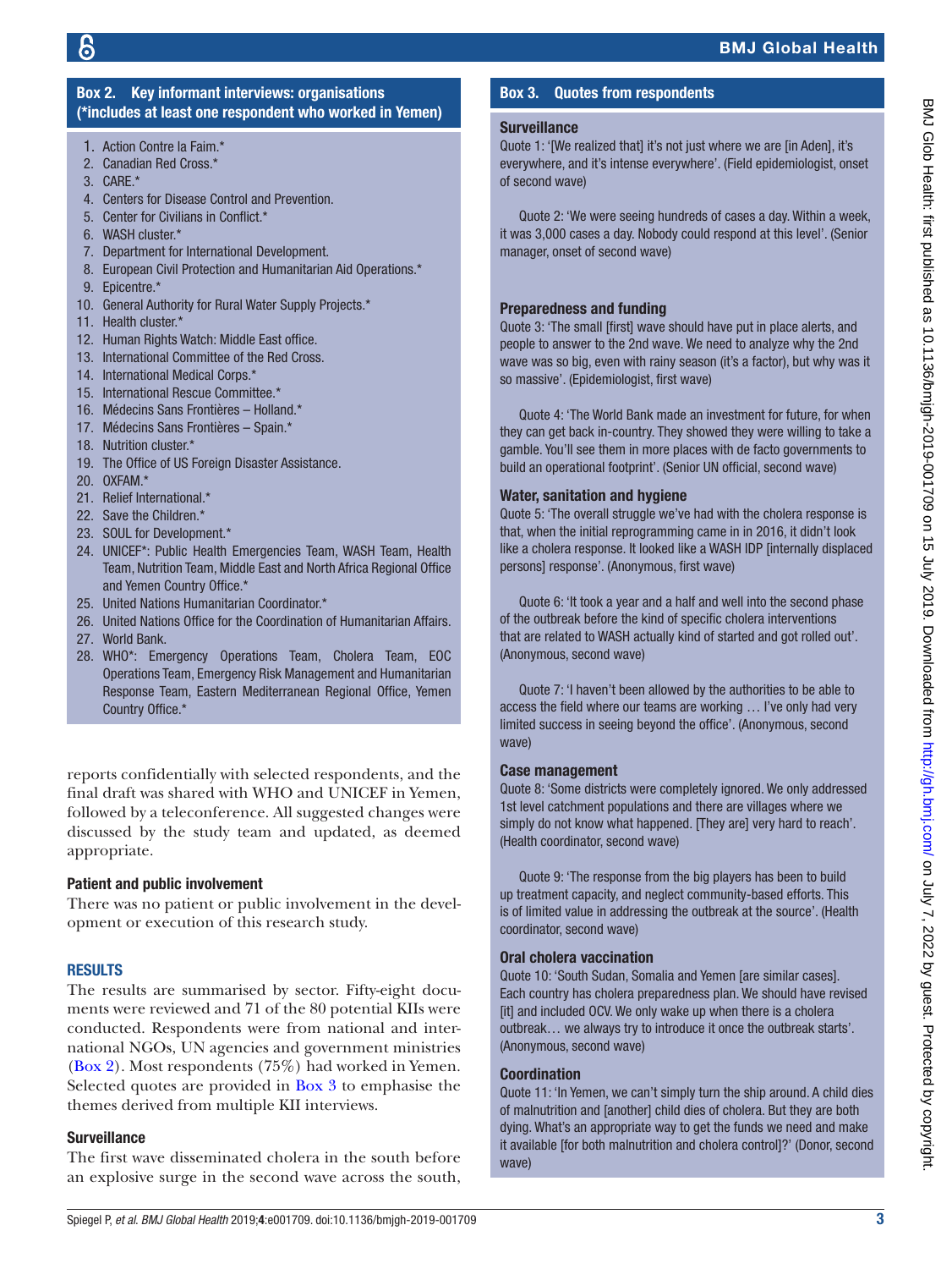### Box 2. Key informant interviews: organisations (*includes at least one respondent who worked in Yemen)

1. Action Contre la Faim.*
2. Canadian Red Cross.*
3. CARE.*
4. Centers for Disease Control and Prevention.
5. Center for Civilians in Conflict.*
6. WASH cluster.*
7. Department for International Development.
8. European Civil Protection and Humanitarian Aid Operations.*
9. Epicentre.*
10. General Authority for Rural Water Supply Projects.*
11. Health cluster.*
12. Human Rights Watch: Middle East office.
13. International Committee of the Red Cross.
14. International Medical Corps.*
15. International Rescue Committee.*
16. Médecins Sans Frontières – Holland.*
17. Médecins Sans Frontières – Spain.*
18. Nutrition cluster.*
19. The Office of US Foreign Disaster Assistance.
20. OXFAM.*
21. Relief International.*
22. Save the Children.*
23. SOUL for Development.*
24. UNICEF*: Public Health Emergencies Team, WASH Team, Health Team, Nutrition Team, Middle East and North Africa Regional Office and Yemen Country Office.*
25. United Nations Humanitarian Coordinator.*
26. United Nations Office for the Coordination of Humanitarian Affairs.
27. World Bank.
28. WHO*: Emergency Operations Team, Cholera Team, EOC Operations Team, Emergency Risk Management and Humanitarian Response Team, Eastern Mediterranean Regional Office, Yemen Country Office.*

reports confidentially with selected respondents, and the final draft was shared with WHO and UNICEF in Yemen, followed by a teleconference. All suggested changes were discussed by the study team and updated, as deemed appropriate.

### Patient and public involvement

There was no patient or public involvement in the development or execution of this research study.

## RESULTS

The results are summarised by sector. Fifty-eight documents were reviewed and 71 of the 80 potential KIIs were conducted. Respondents were from national and international NGOs, UN agencies and government ministries (Box 2). Most respondents (75%) had worked in Yemen. Selected quotes are provided in Box 3 to emphasise the themes derived from multiple KII interviews.

### Surveillance

The first wave disseminated cholera in the south before an explosive surge in the second wave across the south,

### Box 3. Quotes from respondents

**Surveillance**

Quote 1: '[We realized that] it's not just where we are [in Aden], it's everywhere, and it's intense everywhere'. (Field epidemiologist, onset of second wave)

Quote 2: 'We were seeing hundreds of cases a day. Within a week, it was 3,000 cases a day. Nobody could respond at this level'. (Senior manager, onset of second wave)

**Preparedness and funding**

Quote 3: 'The small [first] wave should have put in place alerts, and people to answer to the 2nd wave. We need to analyze why the 2nd wave was so big, even with rainy season (it's a factor), but why was it so massive'. (Epidemiologist, first wave)

Quote 4: 'The World Bank made an investment for future, for when they can get back in-country. They showed they were willing to take a gamble. You'll see them in more places with de facto governments to build an operational footprint'. (Senior UN official, second wave)

**Water, sanitation and hygiene**

Quote 5: 'The overall struggle we've had with the cholera response is that, when the initial reprogramming came in in 2016, it didn't look like a cholera response. It looked like a WASH IDP [internally displaced persons] response'. (Anonymous, first wave)

Quote 6: 'It took a year and a half and well into the second phase of the outbreak before the kind of specific cholera interventions that are related to WASH actually kind of started and got rolled out'. (Anonymous, second wave)

Quote 7: 'I haven't been allowed by the authorities to be able to access the field where our teams are working … I've only had very limited success in seeing beyond the office'. (Anonymous, second wave)

**Case management**

Quote 8: 'Some districts were completely ignored. We only addressed 1st level catchment populations and there are villages where we simply do not know what happened. [They are] very hard to reach'. (Health coordinator, second wave)

Quote 9: 'The response from the big players has been to build up treatment capacity, and neglect community-based efforts. This is of limited value in addressing the outbreak at the source'. (Health coordinator, second wave)

**Oral cholera vaccination**

Quote 10: 'South Sudan, Somalia and Yemen [are similar cases]. Each country has cholera preparedness plan. We should have revised [it] and included OCV. We only wake up when there is a cholera outbreak… we always try to introduce it once the outbreak starts'. (Anonymous, second wave)

**Coordination**

Quote 11: 'In Yemen, we can't simply turn the ship around. A child dies of malnutrition and [another] child dies of cholera. But they are both dying. What's an appropriate way to get the funds we need and make it available [for both malnutrition and cholera control]?' (Donor, second wave)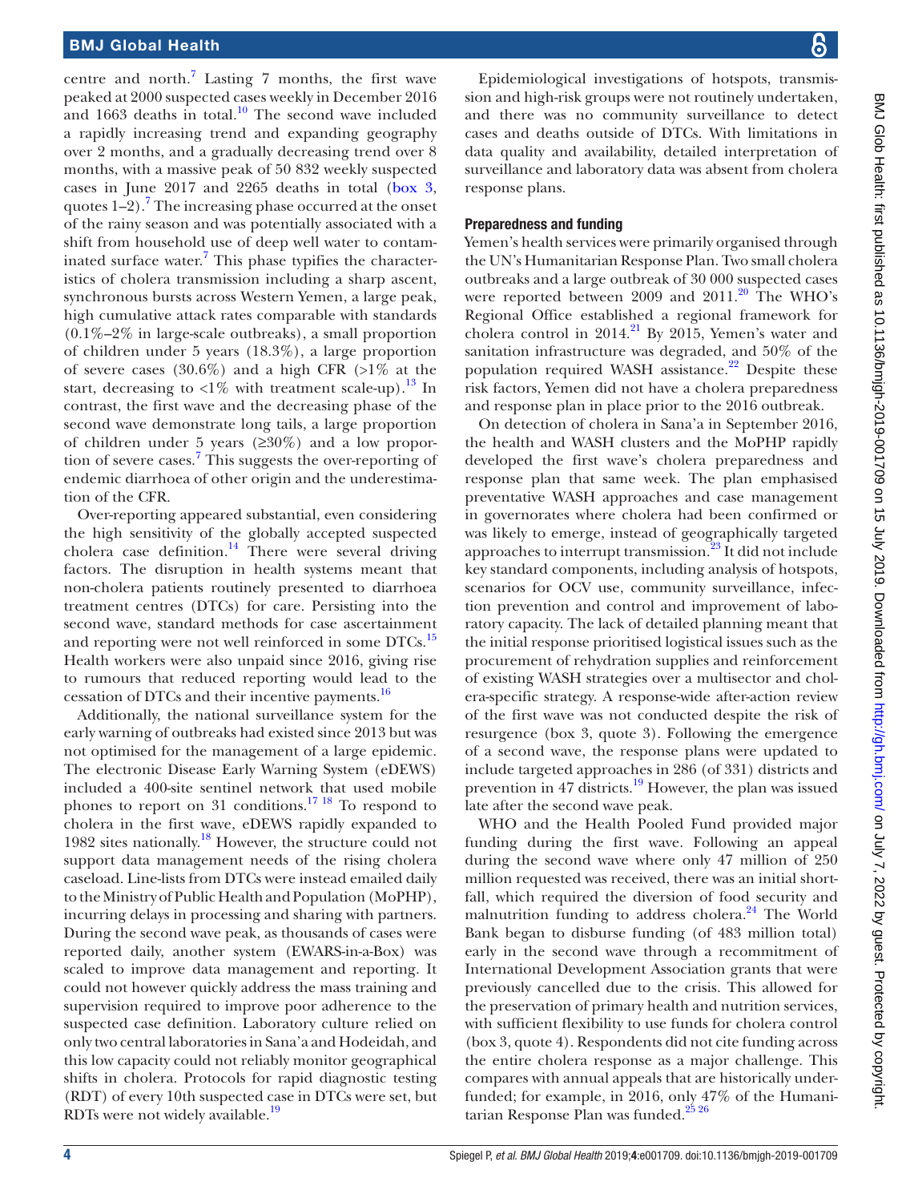centre and north.[7] Lasting 7 months, the first wave peaked at 2000 suspected cases weekly in December 2016 and 1663 deaths in total.[10] The second wave included a rapidly increasing trend and expanding geography over 2 months, and a gradually decreasing trend over 8 months, with a massive peak of 50 832 weekly suspected cases in June 2017 and 2265 deaths in total (box 3, quotes 1–2).[7] The increasing phase occurred at the onset of the rainy season and was potentially associated with a shift from household use of deep well water to contaminated surface water.[7] This phase typifies the characteristics of cholera transmission including a sharp ascent, synchronous bursts across Western Yemen, a large peak, high cumulative attack rates comparable with standards (0.1%–2% in large-scale outbreaks), a small proportion of children under 5 years (18.3%), a large proportion of severe cases (30.6%) and a high CFR (>1% at the start, decreasing to <1% with treatment scale-up).[13] In contrast, the first wave and the decreasing phase of the second wave demonstrate long tails, a large proportion of children under 5 years (≥30%) and a low proportion of severe cases.[7] This suggests the over-reporting of endemic diarrhoea of other origin and the underestimation of the CFR.

Over-reporting appeared substantial, even considering the high sensitivity of the globally accepted suspected cholera case definition.[14] There were several driving factors. The disruption in health systems meant that non-cholera patients routinely presented to diarrhoea treatment centres (DTCs) for care. Persisting into the second wave, standard methods for case ascertainment and reporting were not well reinforced in some DTCs.[15] Health workers were also unpaid since 2016, giving rise to rumours that reduced reporting would lead to the cessation of DTCs and their incentive payments.[16]

Additionally, the national surveillance system for the early warning of outbreaks had existed since 2013 but was not optimised for the management of a large epidemic. The electronic Disease Early Warning System (eDEWS) included a 400-site sentinel network that used mobile phones to report on 31 conditions.[17,18] To respond to cholera in the first wave, eDEWS rapidly expanded to 1982 sites nationally.[18] However, the structure could not support data management needs of the rising cholera caseload. Line-lists from DTCs were instead emailed daily to the Ministry of Public Health and Population (MoPHP), incurring delays in processing and sharing with partners. During the second wave peak, as thousands of cases were reported daily, another system (EWARS-in-a-Box) was scaled to improve data management and reporting. It could not however quickly address the mass training and supervision required to improve poor adherence to the suspected case definition. Laboratory culture relied on only two central laboratories in Sana'a and Hodeidah, and this low capacity could not reliably monitor geographical shifts in cholera. Protocols for rapid diagnostic testing (RDT) of every 10th suspected case in DTCs were set, but RDTs were not widely available.[19]

Epidemiological investigations of hotspots, transmission and high-risk groups were not routinely undertaken, and there was no community surveillance to detect cases and deaths outside of DTCs. With limitations in data quality and availability, detailed interpretation of surveillance and laboratory data was absent from cholera response plans.

### Preparedness and funding

Yemen's health services were primarily organised through the UN's Humanitarian Response Plan. Two small cholera outbreaks and a large outbreak of 30 000 suspected cases were reported between 2009 and 2011.[20] The WHO's Regional Office established a regional framework for cholera control in 2014.[21] By 2015, Yemen's water and sanitation infrastructure was degraded, and 50% of the population required WASH assistance.[22] Despite these risk factors, Yemen did not have a cholera preparedness and response plan in place prior to the 2016 outbreak.

On detection of cholera in Sana'a in September 2016, the health and WASH clusters and the MoPHP rapidly developed the first wave's cholera preparedness and response plan that same week. The plan emphasised preventative WASH approaches and case management in governorates where cholera had been confirmed or was likely to emerge, instead of geographically targeted approaches to interrupt transmission.[23] It did not include key standard components, including analysis of hotspots, scenarios for OCV use, community surveillance, infection prevention and control and improvement of laboratory capacity. The lack of detailed planning meant that the initial response prioritised logistical issues such as the procurement of rehydration supplies and reinforcement of existing WASH strategies over a multisector and cholera-specific strategy. A response-wide after-action review of the first wave was not conducted despite the risk of resurgence (box 3, quote 3). Following the emergence of a second wave, the response plans were updated to include targeted approaches in 286 (of 331) districts and prevention in 47 districts.[19] However, the plan was issued late after the second wave peak.

WHO and the Health Pooled Fund provided major funding during the first wave. Following an appeal during the second wave where only 47 million of 250 million requested was received, there was an initial shortfall, which required the diversion of food security and malnutrition funding to address cholera.[24] The World Bank began to disburse funding (of 483 million total) early in the second wave through a recommitment of International Development Association grants that were previously cancelled due to the crisis. This allowed for the preservation of primary health and nutrition services, with sufficient flexibility to use funds for cholera control (box 3, quote 4). Respondents did not cite funding across the entire cholera response as a major challenge. This compares with annual appeals that are historically underfunded; for example, in 2016, only 47% of the Humanitarian Response Plan was funded.[25,26]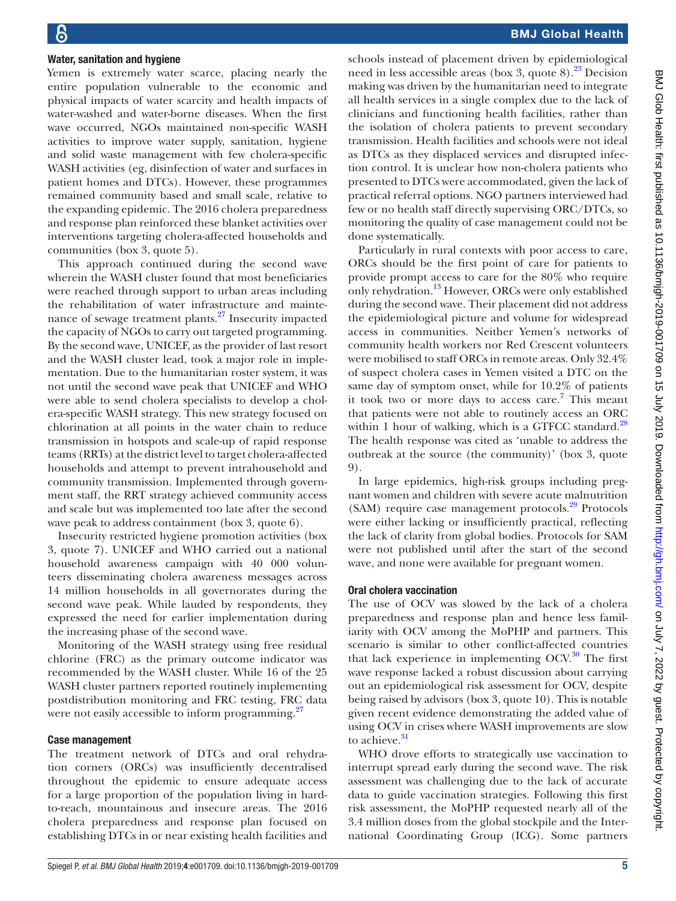### Water, sanitation and hygiene

Yemen is extremely water scarce, placing nearly the entire population vulnerable to the economic and physical impacts of water scarcity and health impacts of water-washed and water-borne diseases. When the first wave occurred, NGOs maintained non-specific WASH activities to improve water supply, sanitation, hygiene and solid waste management with few cholera-specific WASH activities (eg, disinfection of water and surfaces in patient homes and DTCs). However, these programmes remained community based and small scale, relative to the expanding epidemic. The 2016 cholera preparedness and response plan reinforced these blanket activities over interventions targeting cholera-affected households and communities (box 3, quote 5).

This approach continued during the second wave wherein the WASH cluster found that most beneficiaries were reached through support to urban areas including the rehabilitation of water infrastructure and maintenance of sewage treatment plants.[27] Insecurity impacted the capacity of NGOs to carry out targeted programming. By the second wave, UNICEF, as the provider of last resort and the WASH cluster lead, took a major role in implementation. Due to the humanitarian roster system, it was not until the second wave peak that UNICEF and WHO were able to send cholera specialists to develop a cholera-specific WASH strategy. This new strategy focused on chlorination at all points in the water chain to reduce transmission in hotspots and scale-up of rapid response teams (RRTs) at the district level to target cholera-affected households and attempt to prevent intrahousehold and community transmission. Implemented through government staff, the RRT strategy achieved community access and scale but was implemented too late after the second wave peak to address containment (box 3, quote 6).

Insecurity restricted hygiene promotion activities (box 3, quote 7). UNICEF and WHO carried out a national household awareness campaign with 40 000 volunteers disseminating cholera awareness messages across 14 million households in all governorates during the second wave peak. While lauded by respondents, they expressed the need for earlier implementation during the increasing phase of the second wave.

Monitoring of the WASH strategy using free residual chlorine (FRC) as the primary outcome indicator was recommended by the WASH cluster. While 16 of the 25 WASH cluster partners reported routinely implementing postdistribution monitoring and FRC testing, FRC data were not easily accessible to inform programming.[27]

### Case management

The treatment network of DTCs and oral rehydration corners (ORCs) was insufficiently decentralised throughout the epidemic to ensure adequate access for a large proportion of the population living in hard-to-reach, mountainous and insecure areas. The 2016 cholera preparedness and response plan focused on establishing DTCs in or near existing health facilities and schools instead of placement driven by epidemiological need in less accessible areas (box 3, quote 8).[23] Decision making was driven by the humanitarian need to integrate all health services in a single complex due to the lack of clinicians and functioning health facilities, rather than the isolation of cholera patients to prevent secondary transmission. Health facilities and schools were not ideal as DTCs as they displaced services and disrupted infection control. It is unclear how non-cholera patients who presented to DTCs were accommodated, given the lack of practical referral options. NGO partners interviewed had few or no health staff directly supervising ORC/DTCs, so monitoring the quality of case management could not be done systematically.

Particularly in rural contexts with poor access to care, ORCs should be the first point of care for patients to provide prompt access to care for the 80% who require only rehydration.[13] However, ORCs were only established during the second wave. Their placement did not address the epidemiological picture and volume for widespread access in communities. Neither Yemen's networks of community health workers nor Red Crescent volunteers were mobilised to staff ORCs in remote areas. Only 32.4% of suspect cholera cases in Yemen visited a DTC on the same day of symptom onset, while for 10.2% of patients it took two or more days to access care.[7] This meant that patients were not able to routinely access an ORC within 1 hour of walking, which is a GTFCC standard.[28] The health response was cited as 'unable to address the outbreak at the source (the community)' (box 3, quote 9).

In large epidemics, high-risk groups including pregnant women and children with severe acute malnutrition (SAM) require case management protocols.[29] Protocols were either lacking or insufficiently practical, reflecting the lack of clarity from global bodies. Protocols for SAM were not published until after the start of the second wave, and none were available for pregnant women.

### Oral cholera vaccination

The use of OCV was slowed by the lack of a cholera preparedness and response plan and hence less familiarity with OCV among the MoPHP and partners. This scenario is similar to other conflict-affected countries that lack experience in implementing OCV.[30] The first wave response lacked a robust discussion about carrying out an epidemiological risk assessment for OCV, despite being raised by advisors (box 3, quote 10). This is notable given recent evidence demonstrating the added value of using OCV in crises where WASH improvements are slow to achieve.[31]

WHO drove efforts to strategically use vaccination to interrupt spread early during the second wave. The risk assessment was challenging due to the lack of accurate data to guide vaccination strategies. Following this first risk assessment, the MoPHP requested nearly all of the 3.4 million doses from the global stockpile and the International Coordinating Group (ICG). Some partners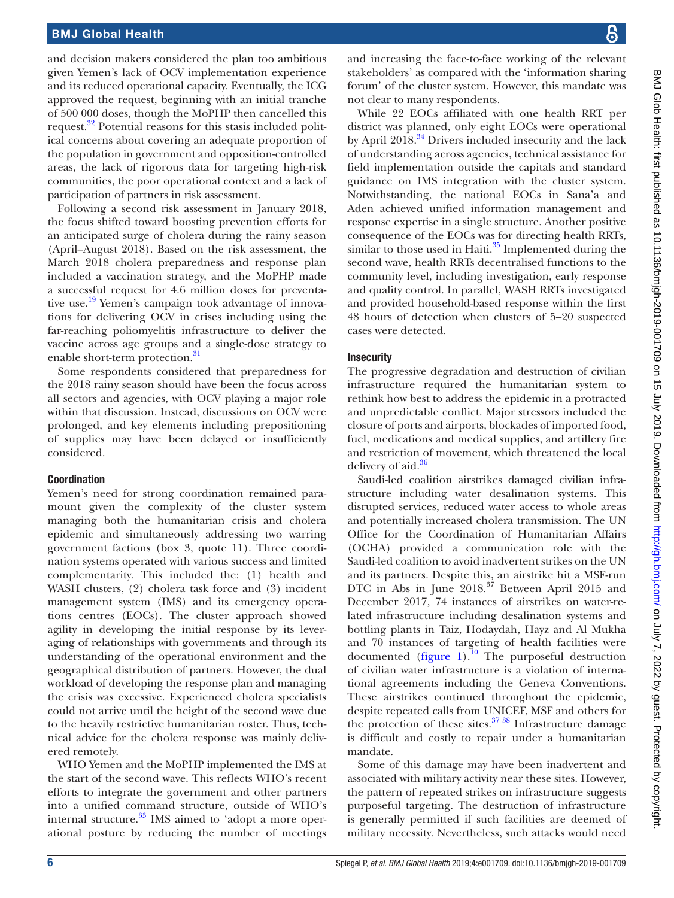and decision makers considered the plan too ambitious given Yemen's lack of OCV implementation experience and its reduced operational capacity. Eventually, the ICG approved the request, beginning with an initial tranche of 500 000 doses, though the MoPHP then cancelled this request.[32] Potential reasons for this stasis included political concerns about covering an adequate proportion of the population in government and opposition-controlled areas, the lack of rigorous data for targeting high-risk communities, the poor operational context and a lack of participation of partners in risk assessment.

Following a second risk assessment in January 2018, the focus shifted toward boosting prevention efforts for an anticipated surge of cholera during the rainy season (April–August 2018). Based on the risk assessment, the March 2018 cholera preparedness and response plan included a vaccination strategy, and the MoPHP made a successful request for 4.6 million doses for preventative use.[19] Yemen's campaign took advantage of innovations for delivering OCV in crises including using the far-reaching poliomyelitis infrastructure to deliver the vaccine across age groups and a single-dose strategy to enable short-term protection.[31]

Some respondents considered that preparedness for the 2018 rainy season should have been the focus across all sectors and agencies, with OCV playing a major role within that discussion. Instead, discussions on OCV were prolonged, and key elements including prepositioning of supplies may have been delayed or insufficiently considered.

### Coordination

Yemen's need for strong coordination remained paramount given the complexity of the cluster system managing both the humanitarian crisis and cholera epidemic and simultaneously addressing two warring government factions (box 3, quote 11). Three coordination systems operated with various success and limited complementarity. This included the: (1) health and WASH clusters, (2) cholera task force and (3) incident management system (IMS) and its emergency operations centres (EOCs). The cluster approach showed agility in developing the initial response by its leveraging of relationships with governments and through its understanding of the operational environment and the geographical distribution of partners. However, the dual workload of developing the response plan and managing the crisis was excessive. Experienced cholera specialists could not arrive until the height of the second wave due to the heavily restrictive humanitarian roster. Thus, technical advice for the cholera response was mainly delivered remotely.

WHO Yemen and the MoPHP implemented the IMS at the start of the second wave. This reflects WHO's recent efforts to integrate the government and other partners into a unified command structure, outside of WHO's internal structure.[33] IMS aimed to 'adopt a more operational posture by reducing the number of meetings and increasing the face-to-face working of the relevant stakeholders' as compared with the 'information sharing forum' of the cluster system. However, this mandate was not clear to many respondents.

While 22 EOCs affiliated with one health RRT per district was planned, only eight EOCs were operational by April 2018.[34] Drivers included insecurity and the lack of understanding across agencies, technical assistance for field implementation outside the capitals and standard guidance on IMS integration with the cluster system. Notwithstanding, the national EOCs in Sana'a and Aden achieved unified information management and response expertise in a single structure. Another positive consequence of the EOCs was for directing health RRTs, similar to those used in Haiti.[35] Implemented during the second wave, health RRTs decentralised functions to the community level, including investigation, early response and quality control. In parallel, WASH RRTs investigated and provided household-based response within the first 48 hours of detection when clusters of 5–20 suspected cases were detected.

### Insecurity

The progressive degradation and destruction of civilian infrastructure required the humanitarian system to rethink how best to address the epidemic in a protracted and unpredictable conflict. Major stressors included the closure of ports and airports, blockades of imported food, fuel, medications and medical supplies, and artillery fire and restriction of movement, which threatened the local delivery of aid.[36]

Saudi-led coalition airstrikes damaged civilian infrastructure including water desalination systems. This disrupted services, reduced water access to whole areas and potentially increased cholera transmission. The UN Office for the Coordination of Humanitarian Affairs (OCHA) provided a communication role with the Saudi-led coalition to avoid inadvertent strikes on the UN and its partners. Despite this, an airstrike hit a MSF-run DTC in Abs in June 2018.[37] Between April 2015 and December 2017, 74 instances of airstrikes on water-related infrastructure including desalination systems and bottling plants in Taiz, Hodaydah, Hayz and Al Mukha and 70 instances of targeting of health facilities were documented (figure 1).[10] The purposeful destruction of civilian water infrastructure is a violation of international agreements including the Geneva Conventions. These airstrikes continued throughout the epidemic, despite repeated calls from UNICEF, MSF and others for the protection of these sites.[37,38] Infrastructure damage is difficult and costly to repair under a humanitarian mandate.

Some of this damage may have been inadvertent and associated with military activity near these sites. However, the pattern of repeated strikes on infrastructure suggests purposeful targeting. The destruction of infrastructure is generally permitted if such facilities are deemed of military necessity. Nevertheless, such attacks would need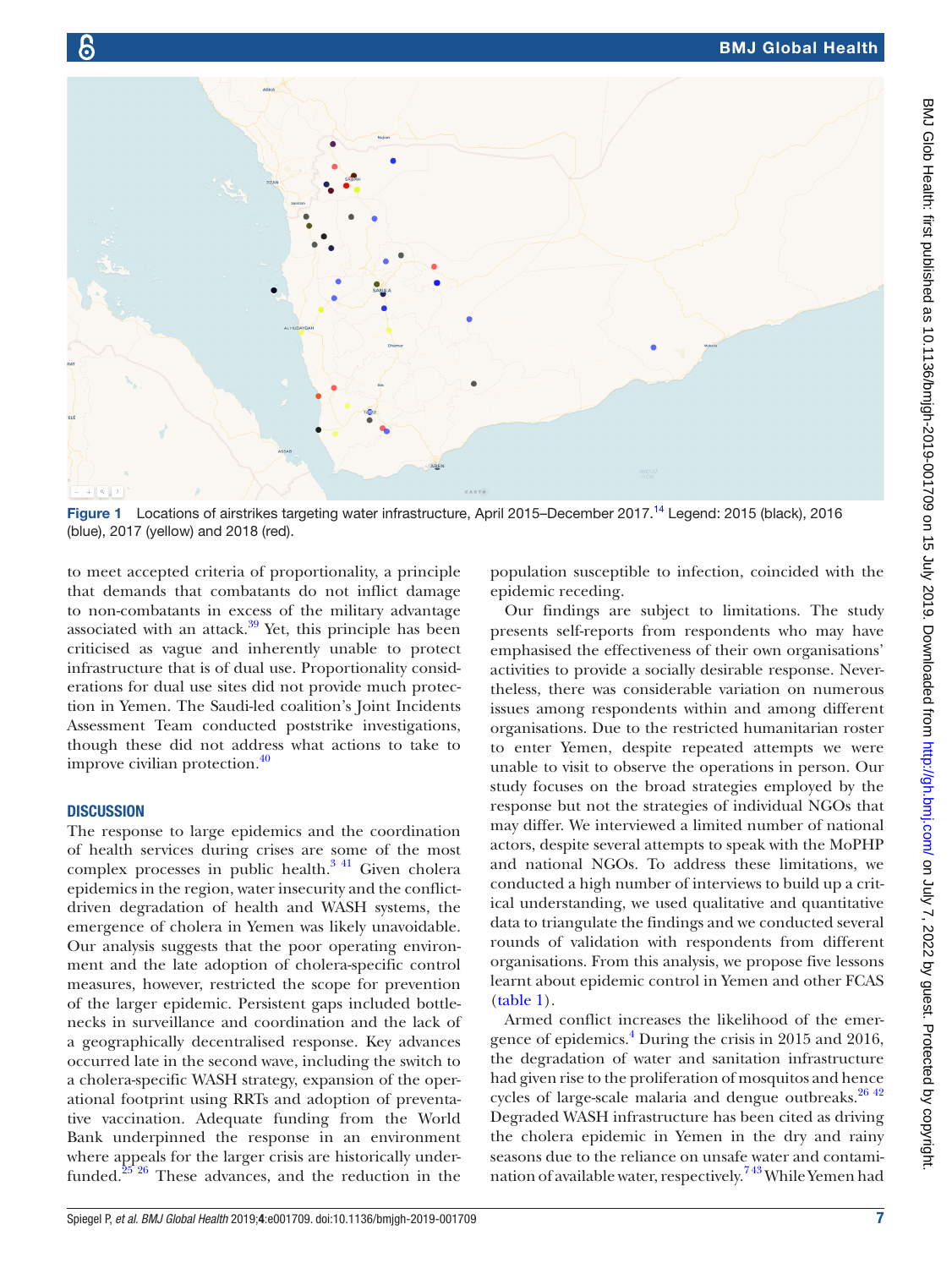Figure 1 Locations of airstrikes targeting water infrastructure, April 2015–December 2017.[14] Legend: 2015 (black), 2016 (blue), 2017 (yellow) and 2018 (red).

to meet accepted criteria of proportionality, a principle that demands that combatants do not inflict damage to non-combatants in excess of the military advantage associated with an attack.[39] Yet, this principle has been criticised as vague and inherently unable to protect infrastructure that is of dual use. Proportionality considerations for dual use sites did not provide much protection in Yemen. The Saudi-led coalition's Joint Incidents Assessment Team conducted poststrike investigations, though these did not address what actions to take to improve civilian protection.[40]

## DISCUSSION

The response to large epidemics and the coordination of health services during crises are some of the most complex processes in public health.[3 41] Given cholera epidemics in the region, water insecurity and the conflict-driven degradation of health and WASH systems, the emergence of cholera in Yemen was likely unavoidable. Our analysis suggests that the poor operating environment and the late adoption of cholera-specific control measures, however, restricted the scope for prevention of the larger epidemic. Persistent gaps included bottlenecks in surveillance and coordination and the lack of a geographically decentralised response. Key advances occurred late in the second wave, including the switch to a cholera-specific WASH strategy, expansion of the operational footprint using RRTs and adoption of preventative vaccination. Adequate funding from the World Bank underpinned the response in an environment where appeals for the larger crisis are historically underfunded.[25 26] These advances, and the reduction in the population susceptible to infection, coincided with the epidemic receding.

Our findings are subject to limitations. The study presents self-reports from respondents who may have emphasised the effectiveness of their own organisations' activities to provide a socially desirable response. Nevertheless, there was considerable variation on numerous issues among respondents within and among different organisations. Due to the restricted humanitarian roster to enter Yemen, despite repeated attempts we were unable to visit to observe the operations in person. Our study focuses on the broad strategies employed by the response but not the strategies of individual NGOs that may differ. We interviewed a limited number of national actors, despite several attempts to speak with the MoPHP and national NGOs. To address these limitations, we conducted a high number of interviews to build up a critical understanding, we used qualitative and quantitative data to triangulate the findings and we conducted several rounds of validation with respondents from different organisations. From this analysis, we propose five lessons learnt about epidemic control in Yemen and other FCAS (table 1).

Armed conflict increases the likelihood of the emergence of epidemics.[4] During the crisis in 2015 and 2016, the degradation of water and sanitation infrastructure had given rise to the proliferation of mosquitos and hence cycles of large-scale malaria and dengue outbreaks.[26 42] Degraded WASH infrastructure has been cited as driving the cholera epidemic in Yemen in the dry and rainy seasons due to the reliance on unsafe water and contamination of available water, respectively.[7 43] While Yemen had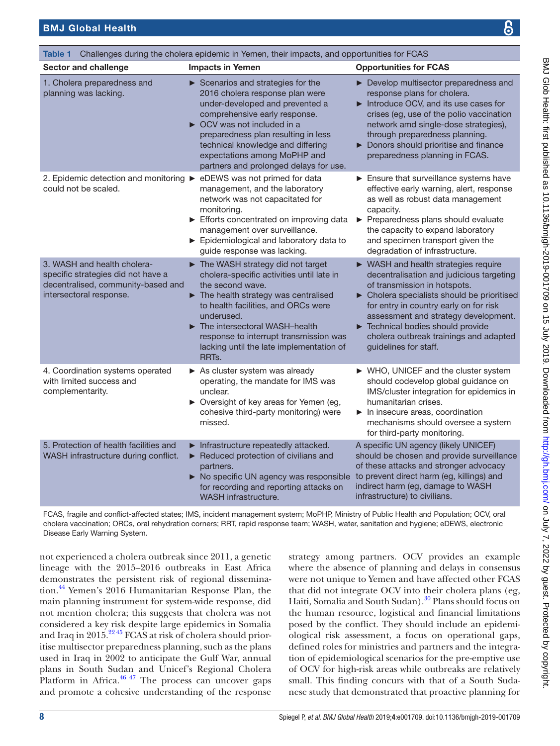**Table 1** Challenges during the cholera epidemic in Yemen, their impacts, and opportunities for FCAS

| Sector and challenge | Impacts in Yemen | Opportunities for FCAS |
|---|---|---|
| 1. Cholera preparedness and planning was lacking. | ► Scenarios and strategies for the 2016 cholera response plan were under-developed and prevented a comprehensive early response.<br>► OCV was not included in a preparedness plan resulting in less technical knowledge and differing expectations among MoPHP and partners and prolonged delays for use. | ► Develop multisector preparedness and response plans for cholera.<br>► Introduce OCV, and its use cases for crises (eg, use of the polio vaccination network amd single-dose strategies), through preparedness planning.<br>► Donors should prioritise and finance preparedness planning in FCAS. |
| 2. Epidemic detection and monitoring could not be scaled. | ► eDEWS was not primed for data management, and the laboratory network was not capacitated for monitoring.<br>► Efforts concentrated on improving data management over surveillance.<br>► Epidemiological and laboratory data to guide response was lacking. | ► Ensure that surveillance systems have effective early warning, alert, response as well as robust data management capacity.<br>► Preparedness plans should evaluate the capacity to expand laboratory and specimen transport given the degradation of infrastructure. |
| 3. WASH and health cholera-specific strategies did not have a decentralised, community-based and intersectoral response. | ► The WASH strategy did not target cholera-specific activities until late in the second wave.<br>► The health strategy was centralised to health facilities, and ORCs were underused.<br>► The intersectoral WASH–health response to interrupt transmission was lacking until the late implementation of RRTs. | ► WASH and health strategies require decentralisation and judicious targeting of transmission in hotspots.<br>► Cholera specialists should be prioritised for entry in country early on for risk assessment and strategy development.<br>► Technical bodies should provide cholera outbreak trainings and adapted guidelines for staff. |
| 4. Coordination systems operated with limited success and complementarity. | ► As cluster system was already operating, the mandate for IMS was unclear.<br>► Oversight of key areas for Yemen (eg, cohesive third-party monitoring) were missed. | ► WHO, UNICEF and the cluster system should codevelop global guidance on IMS/cluster integration for epidemics in humanitarian crises.<br>► In insecure areas, coordination mechanisms should oversee a system for third-party monitoring. |
| 5. Protection of health facilities and WASH infrastructure during conflict. | ► Infrastructure repeatedly attacked.<br>► Reduced protection of civilians and partners.<br>► No specific UN agency was responsible for recording and reporting attacks on WASH infrastructure. | A specific UN agency (likely UNICEF) should be chosen and provide surveillance of these attacks and stronger advocacy to prevent direct harm (eg, killings) and indirect harm (eg, damage to WASH infrastructure) to civilians. |

FCAS, fragile and conflict-affected states; IMS, incident management system; MoPHP, Ministry of Public Health and Population; OCV, oral cholera vaccination; ORCs, oral rehydration corners; RRT, rapid response team; WASH, water, sanitation and hygiene; eDEWS, electronic Disease Early Warning System.

not experienced a cholera outbreak since 2011, a genetic lineage with the 2015–2016 outbreaks in East Africa demonstrates the persistent risk of regional dissemination.[44] Yemen's 2016 Humanitarian Response Plan, the main planning instrument for system-wide response, did not mention cholera; this suggests that cholera was not considered a key risk despite large epidemics in Somalia and Iraq in 2015.[22,45] FCAS at risk of cholera should prioritise multisector preparedness planning, such as the plans used in Iraq in 2002 to anticipate the Gulf War, annual plans in South Sudan and Unicef's Regional Cholera Platform in Africa.[46,47] The process can uncover gaps and promote a cohesive understanding of the response strategy among partners. OCV provides an example where the absence of planning and delays in consensus were not unique to Yemen and have affected other FCAS that did not integrate OCV into their cholera plans (eg, Haiti, Somalia and South Sudan).[30] Plans should focus on the human resource, logistical and financial limitations posed by the conflict. They should include an epidemiological risk assessment, a focus on operational gaps, defined roles for ministries and partners and the integration of epidemiological scenarios for the pre-emptive use of OCV for high-risk areas while outbreaks are relatively small. This finding concurs with that of a South Sudanese study that demonstrated that proactive planning for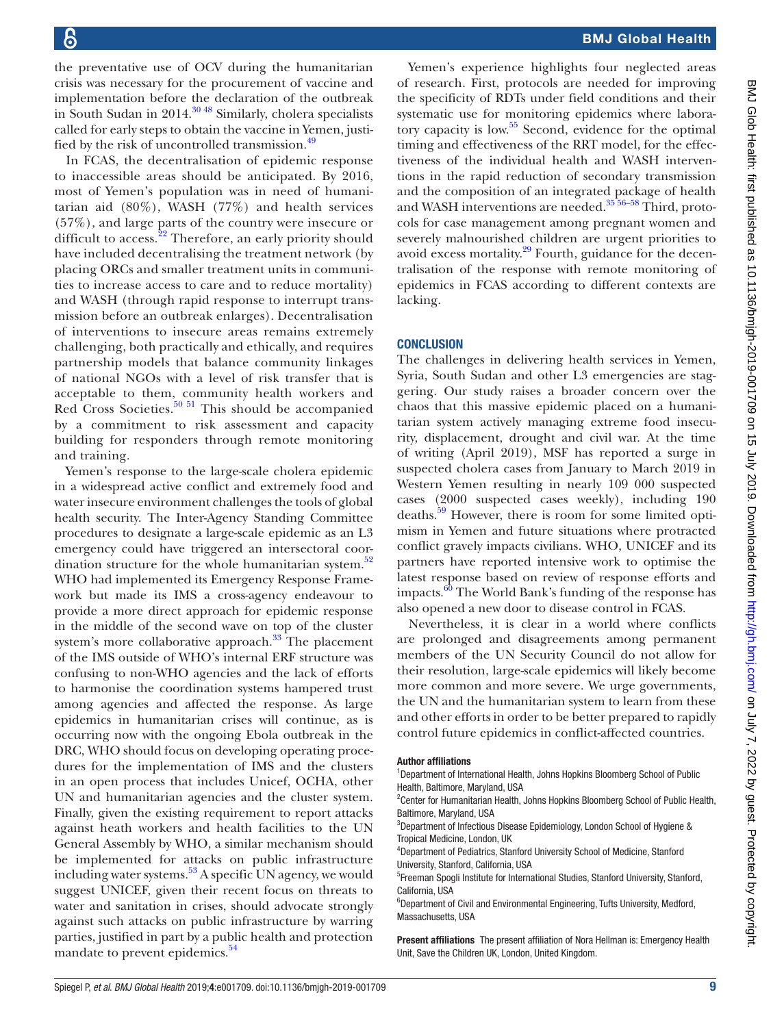the preventative use of OCV during the humanitarian crisis was necessary for the procurement of vaccine and implementation before the declaration of the outbreak in South Sudan in 2014.[30 48] Similarly, cholera specialists called for early steps to obtain the vaccine in Yemen, justified by the risk of uncontrolled transmission.[49]

In FCAS, the decentralisation of epidemic response to inaccessible areas should be anticipated. By 2016, most of Yemen's population was in need of humanitarian aid (80%), WASH (77%) and health services (57%), and large parts of the country were insecure or difficult to access.[22] Therefore, an early priority should have included decentralising the treatment network (by placing ORCs and smaller treatment units in communities to increase access to care and to reduce mortality) and WASH (through rapid response to interrupt transmission before an outbreak enlarges). Decentralisation of interventions to insecure areas remains extremely challenging, both practically and ethically, and requires partnership models that balance community linkages of national NGOs with a level of risk transfer that is acceptable to them, community health workers and Red Cross Societies.[50 51] This should be accompanied by a commitment to risk assessment and capacity building for responders through remote monitoring and training.

Yemen's response to the large-scale cholera epidemic in a widespread active conflict and extremely food and water insecure environment challenges the tools of global health security. The Inter-Agency Standing Committee procedures to designate a large-scale epidemic as an L3 emergency could have triggered an intersectoral coordination structure for the whole humanitarian system.[52] WHO had implemented its Emergency Response Framework but made its IMS a cross-agency endeavour to provide a more direct approach for epidemic response in the middle of the second wave on top of the cluster system's more collaborative approach.[33] The placement of the IMS outside of WHO's internal ERF structure was confusing to non-WHO agencies and the lack of efforts to harmonise the coordination systems hampered trust among agencies and affected the response. As large epidemics in humanitarian crises will continue, as is occurring now with the ongoing Ebola outbreak in the DRC, WHO should focus on developing operating procedures for the implementation of IMS and the clusters in an open process that includes Unicef, OCHA, other UN and humanitarian agencies and the cluster system. Finally, given the existing requirement to report attacks against heath workers and health facilities to the UN General Assembly by WHO, a similar mechanism should be implemented for attacks on public infrastructure including water systems.[53] A specific UN agency, we would suggest UNICEF, given their recent focus on threats to water and sanitation in crises, should advocate strongly against such attacks on public infrastructure by warring parties, justified in part by a public health and protection mandate to prevent epidemics.[54]

Yemen's experience highlights four neglected areas of research. First, protocols are needed for improving the specificity of RDTs under field conditions and their systematic use for monitoring epidemics where laboratory capacity is low.[55] Second, evidence for the optimal timing and effectiveness of the RRT model, for the effectiveness of the individual health and WASH interventions in the rapid reduction of secondary transmission and the composition of an integrated package of health and WASH interventions are needed.[35 56–58] Third, protocols for case management among pregnant women and severely malnourished children are urgent priorities to avoid excess mortality.[29] Fourth, guidance for the decentralisation of the response with remote monitoring of epidemics in FCAS according to different contexts are lacking.

## CONCLUSION

The challenges in delivering health services in Yemen, Syria, South Sudan and other L3 emergencies are staggering. Our study raises a broader concern over the chaos that this massive epidemic placed on a humanitarian system actively managing extreme food insecurity, displacement, drought and civil war. At the time of writing (April 2019), MSF has reported a surge in suspected cholera cases from January to March 2019 in Western Yemen resulting in nearly 109 000 suspected cases (2000 suspected cases weekly), including 190 deaths.[59] However, there is room for some limited optimism in Yemen and future situations where protracted conflict gravely impacts civilians. WHO, UNICEF and its partners have reported intensive work to optimise the latest response based on review of response efforts and impacts.[60] The World Bank's funding of the response has also opened a new door to disease control in FCAS.

Nevertheless, it is clear in a world where conflicts are prolonged and disagreements among permanent members of the UN Security Council do not allow for their resolution, large-scale epidemics will likely become more common and more severe. We urge governments, the UN and the humanitarian system to learn from these and other efforts in order to be better prepared to rapidly control future epidemics in conflict-affected countries.

**Author affiliations**

[1]Department of International Health, Johns Hopkins Bloomberg School of Public Health, Baltimore, Maryland, USA
[2]Center for Humanitarian Health, Johns Hopkins Bloomberg School of Public Health, Baltimore, Maryland, USA
[3]Department of Infectious Disease Epidemiology, London School of Hygiene & Tropical Medicine, London, UK
[4]Department of Pediatrics, Stanford University School of Medicine, Stanford University, Stanford, California, USA
[5]Freeman Spogli Institute for International Studies, Stanford University, Stanford, California, USA
[6]Department of Civil and Environmental Engineering, Tufts University, Medford, Massachusetts, USA

**Present affiliations** The present affiliation of Nora Hellman is: Emergency Health Unit, Save the Children UK, London, United Kingdom.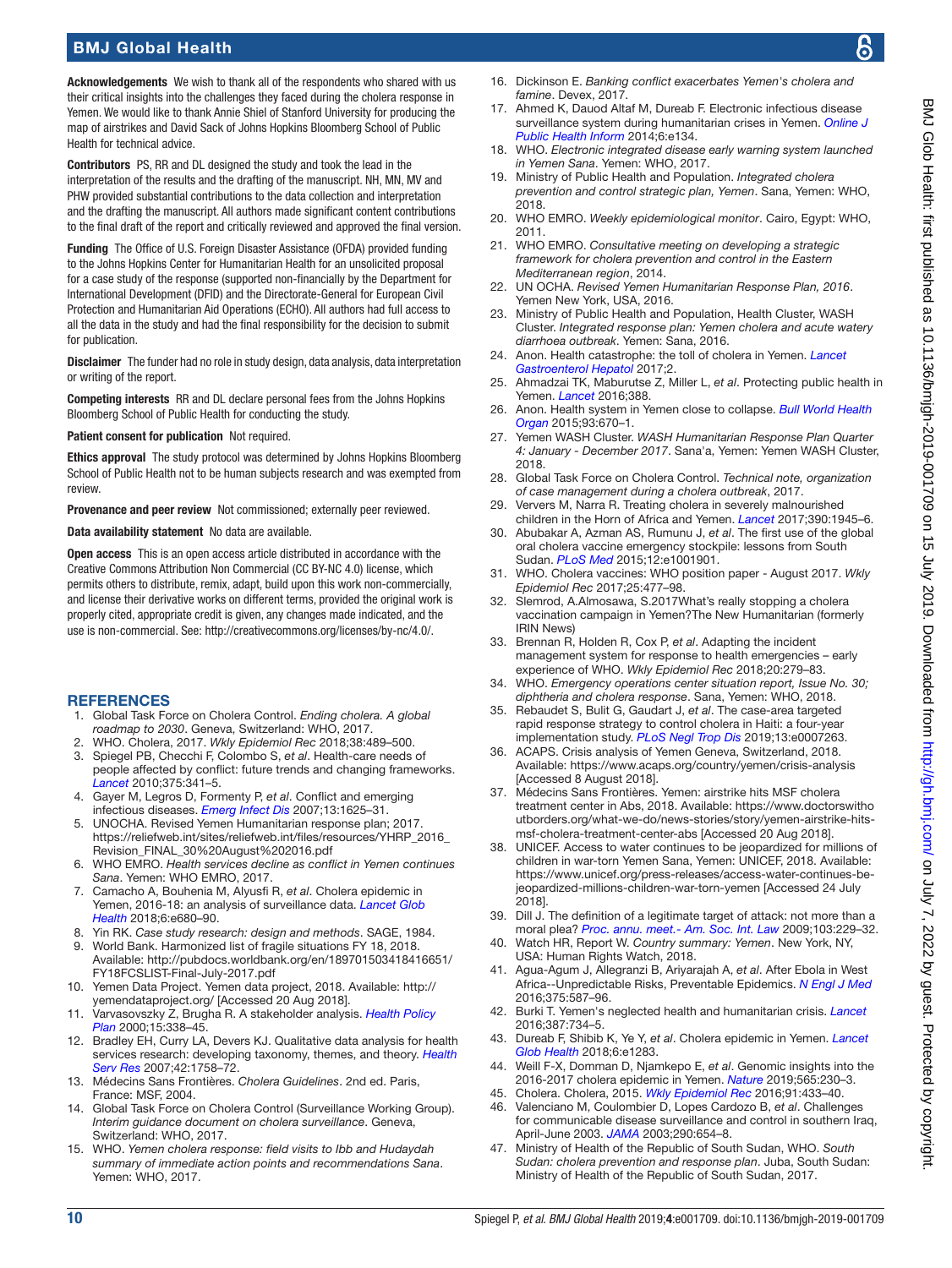**Acknowledgements** We wish to thank all of the respondents who shared with us their critical insights into the challenges they faced during the cholera response in Yemen. We would like to thank Annie Shiel of Stanford University for producing the map of airstrikes and David Sack of Johns Hopkins Bloomberg School of Public Health for technical advice.

**Contributors** PS, RR and DL designed the study and took the lead in the interpretation of the results and the drafting of the manuscript. NH, MN, MV and PHW provided substantial contributions to the data collection and interpretation and the drafting the manuscript. All authors made significant content contributions to the final draft of the report and critically reviewed and approved the final version.

**Funding** The Office of U.S. Foreign Disaster Assistance (OFDA) provided funding to the Johns Hopkins Center for Humanitarian Health for an unsolicited proposal for a case study of the response (supported non-financially by the Department for International Development (DFID) and the Directorate-General for European Civil Protection and Humanitarian Aid Operations (ECHO). All authors had full access to all the data in the study and had the final responsibility for the decision to submit for publication.

**Disclaimer** The funder had no role in study design, data analysis, data interpretation or writing of the report.

**Competing interests** RR and DL declare personal fees from the Johns Hopkins Bloomberg School of Public Health for conducting the study.

**Patient consent for publication** Not required.

**Ethics approval** The study protocol was determined by Johns Hopkins Bloomberg School of Public Health not to be human subjects research and was exempted from review.

**Provenance and peer review** Not commissioned; externally peer reviewed.

**Data availability statement** No data are available.

**Open access** This is an open access article distributed in accordance with the Creative Commons Attribution Non Commercial (CC BY-NC 4.0) license, which permits others to distribute, remix, adapt, build upon this work non-commercially, and license their derivative works on different terms, provided the original work is properly cited, appropriate credit is given, any changes made indicated, and the use is non-commercial. See: http://creativecommons.org/licenses/by-nc/4.0/.

## REFERENCES

1. Global Task Force on Cholera Control. *Ending cholera. A global roadmap to 2030*. Geneva, Switzerland: WHO, 2017.
2. WHO. Cholera, 2017. *Wkly Epidemiol Rec* 2018;38:489–500.
3. Spiegel PB, Checchi F, Colombo S, *et al*. Health-care needs of people affected by conflict: future trends and changing frameworks. *Lancet* 2010;375:341–5.
4. Gayer M, Legros D, Formenty P, *et al*. Conflict and emerging infectious diseases. *Emerg Infect Dis* 2007;13:1625–31.
5. UNOCHA. Revised Yemen Humanitarian response plan; 2017. https://reliefweb.int/sites/reliefweb.int/files/resources/YHRP_2016_Revision_FINAL_30%20August%202016.pdf
6. WHO EMRO. *Health services decline as conflict in Yemen continues Sana*. Yemen: WHO EMRO, 2017.
7. Camacho A, Bouhenia M, Alyusfi R, *et al*. Cholera epidemic in Yemen, 2016-18: an analysis of surveillance data. *Lancet Glob Health* 2018;6:e680–90.
8. Yin RK. *Case study research: design and methods*. SAGE, 1984.
9. World Bank. Harmonized list of fragile situations FY 18, 2018. Available: http://pubdocs.worldbank.org/en/189701503418416651/FY18FCSLIST-Final-July-2017.pdf
10. Yemen Data Project. Yemen data project, 2018. Available: http://yemendataproject.org/ [Accessed 20 Aug 2018].
11. Varvasovszky Z, Brugha R. A stakeholder analysis. *Health Policy Plan* 2000;15:338–45.
12. Bradley EH, Curry LA, Devers KJ. Qualitative data analysis for health services research: developing taxonomy, themes, and theory. *Health Serv Res* 2007;42:1758–72.
13. Médecins Sans Frontières. *Cholera Guidelines*. 2nd ed. Paris, France: MSF, 2004.
14. Global Task Force on Cholera Control (Surveillance Working Group). *Interim guidance document on cholera surveillance*. Geneva, Switzerland: WHO, 2017.
15. WHO. *Yemen cholera response: field visits to Ibb and Hudaydah summary of immediate action points and recommendations Sana*. Yemen: WHO, 2017.
16. Dickinson E. *Banking conflict exacerbates Yemen's cholera and famine*. Devex, 2017.
17. Ahmed K, Dauod Altaf M, Dureab F. Electronic infectious disease surveillance system during humanitarian crises in Yemen. *Online J Public Health Inform* 2014;6:e134.
18. WHO. *Electronic integrated disease early warning system launched in Yemen Sana*. Yemen: WHO, 2017.
19. Ministry of Public Health and Population. *Integrated cholera prevention and control strategic plan, Yemen*. Sana, Yemen: WHO, 2018.
20. WHO EMRO. *Weekly epidemiological monitor*. Cairo, Egypt: WHO, 2011.
21. WHO EMRO. *Consultative meeting on developing a strategic framework for cholera prevention and control in the Eastern Mediterranean region*, 2014.
22. UN OCHA. *Revised Yemen Humanitarian Response Plan, 2016*. Yemen New York, USA, 2016.
23. Ministry of Public Health and Population, Health Cluster, WASH Cluster. *Integrated response plan: Yemen cholera and acute watery diarrhoea outbreak*. Yemen: Sana, 2016.
24. Anon. Health catastrophe: the toll of cholera in Yemen. *Lancet Gastroenterol Hepatol* 2017;2.
25. Ahmadzai TK, Maburutse Z, Miller L, *et al*. Protecting public health in Yemen. *Lancet* 2016;388.
26. Anon. Health system in Yemen close to collapse. *Bull World Health Organ* 2015;93:670–1.
27. Yemen WASH Cluster. *WASH Humanitarian Response Plan Quarter 4: January - December 2017*. Sana'a, Yemen: Yemen WASH Cluster, 2018.
28. Global Task Force on Cholera Control. *Technical note, organization of case management during a cholera outbreak*, 2017.
29. Ververs M, Narra R. Treating cholera in severely malnourished children in the Horn of Africa and Yemen. *Lancet* 2017;390:1945–6.
30. Abubakar A, Azman AS, Rumunu J, *et al*. The first use of the global oral cholera vaccine emergency stockpile: lessons from South Sudan. *PLoS Med* 2015;12:e1001901.
31. WHO. Cholera vaccines: WHO position paper - August 2017. *Wkly Epidemiol Rec* 2017;25:477–98.
32. Slemrod, A.Almosawa, S.2017What's really stopping a cholera vaccination campaign in Yemen?The New Humanitarian (formerly IRIN News)
33. Brennan R, Holden R, Cox P, *et al*. Adapting the incident management system for response to health emergencies – early experience of WHO. *Wkly Epidemiol Rec* 2018;20:279–83.
34. WHO. *Emergency operations center situation report, Issue No. 30; diphtheria and cholera response*. Sana, Yemen: WHO, 2018.
35. Rebaudet S, Bulit G, Gaudart J, *et al*. The case-area targeted rapid response strategy to control cholera in Haiti: a four-year implementation study. *PLoS Negl Trop Dis* 2019;13:e0007263.
36. ACAPS. Crisis analysis of Yemen Geneva, Switzerland, 2018. Available: https://www.acaps.org/country/yemen/crisis-analysis [Accessed 8 August 2018].
37. Médecins Sans Frontières. Yemen: airstrike hits MSF cholera treatment center in Abs, 2018. Available: https://www.doctorswithoutborders.org/what-we-do/news-stories/story/yemen-airstrike-hits-msf-cholera-treatment-center-abs [Accessed 20 Aug 2018].
38. UNICEF. Access to water continues to be jeopardized for millions of children in war-torn Yemen Sana, Yemen: UNICEF, 2018. Available: https://www.unicef.org/press-releases/access-water-continues-be-jeopardized-millions-children-war-torn-yemen [Accessed 24 July 2018].
39. Dill J. The definition of a legitimate target of attack: not more than a moral plea? *Proc. annu. meet.- Am. Soc. Int. Law* 2009;103:229–32.
40. Watch HR, Report W. *Country summary: Yemen*. New York, NY, USA: Human Rights Watch, 2018.
41. Agua-Agum J, Allegranzi B, Ariyarajah A, *et al*. After Ebola in West Africa--Unpredictable Risks, Preventable Epidemics. *N Engl J Med* 2016;375:587–96.
42. Burki T. Yemen's neglected health and humanitarian crisis. *Lancet* 2016;387:734–5.
43. Dureab F, Shibib K, Ye Y, *et al*. Cholera epidemic in Yemen. *Lancet Glob Health* 2018;6:e1283.
44. Weill F-X, Domman D, Njamkepo E, *et al*. Genomic insights into the 2016-2017 cholera epidemic in Yemen. *Nature* 2019;565:230–3.
45. Cholera. Cholera, 2015. *Wkly Epidemiol Rec* 2016;91:433–40.
46. Valenciano M, Coulombier D, Lopes Cardozo B, *et al*. Challenges for communicable disease surveillance and control in southern Iraq, April-June 2003. *JAMA* 2003;290:654–8.
47. Ministry of Health of the Republic of South Sudan, WHO. *South Sudan: cholera prevention and response plan*. Juba, South Sudan: Ministry of Health of the Republic of South Sudan, 2017.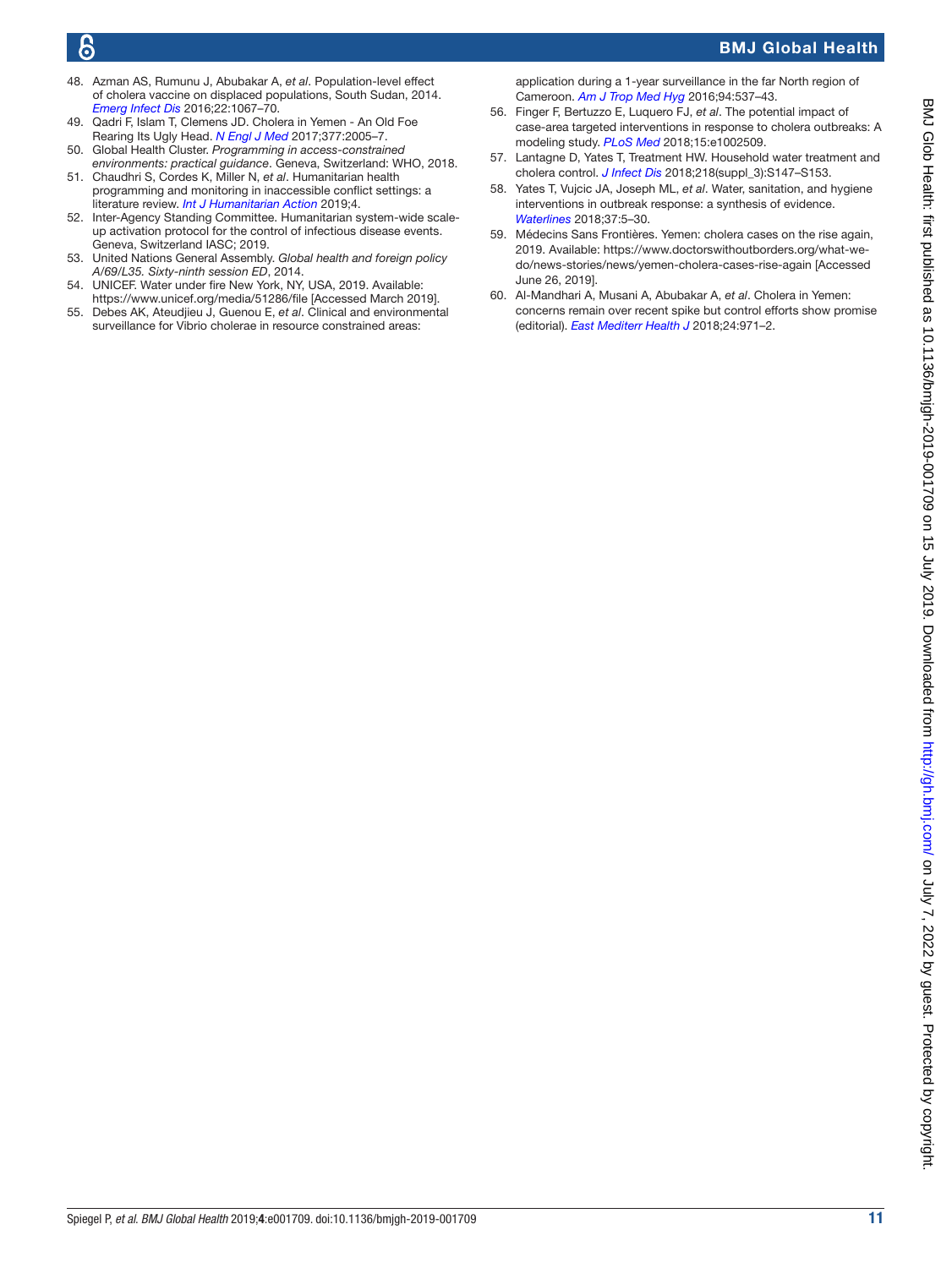48. Azman AS, Rumunu J, Abubakar A, *et al*. Population-level effect of cholera vaccine on displaced populations, South Sudan, 2014. *Emerg Infect Dis* 2016;22:1067–70.
49. Qadri F, Islam T, Clemens JD. Cholera in Yemen - An Old Foe Rearing Its Ugly Head. *N Engl J Med* 2017;377:2005–7.
50. Global Health Cluster. *Programming in access-constrained environments: practical guidance*. Geneva, Switzerland: WHO, 2018.
51. Chaudhri S, Cordes K, Miller N, *et al*. Humanitarian health programming and monitoring in inaccessible conflict settings: a literature review. *Int J Humanitarian Action* 2019;4.
52. Inter-Agency Standing Committee. Humanitarian system-wide scale-up activation protocol for the control of infectious disease events. Geneva, Switzerland IASC; 2019.
53. United Nations General Assembly. *Global health and foreign policy A/69/L35. Sixty-ninth session ED*, 2014.
54. UNICEF. Water under fire New York, NY, USA, 2019. Available: https://www.unicef.org/media/51286/file [Accessed March 2019].
55. Debes AK, Ateudjieu J, Guenou E, *et al*. Clinical and environmental surveillance for Vibrio cholerae in resource constrained areas: application during a 1-year surveillance in the far North region of Cameroon. *Am J Trop Med Hyg* 2016;94:537–43.
56. Finger F, Bertuzzo E, Luquero FJ, *et al*. The potential impact of case-area targeted interventions in response to cholera outbreaks: A modeling study. *PLoS Med* 2018;15:e1002509.
57. Lantagne D, Yates T, Treatment HW. Household water treatment and cholera control. *J Infect Dis* 2018;218(suppl_3):S147–S153.
58. Yates T, Vujcic JA, Joseph ML, *et al*. Water, sanitation, and hygiene interventions in outbreak response: a synthesis of evidence. *Waterlines* 2018;37:5–30.
59. Médecins Sans Frontières. Yemen: cholera cases on the rise again, 2019. Available: https://www.doctorswithoutborders.org/what-we-do/news-stories/news/yemen-cholera-cases-rise-again [Accessed June 26, 2019].
60. Al-Mandhari A, Musani A, Abubakar A, *et al*. Cholera in Yemen: concerns remain over recent spike but control efforts show promise (editorial). *East Mediterr Health J* 2018;24:971–2.